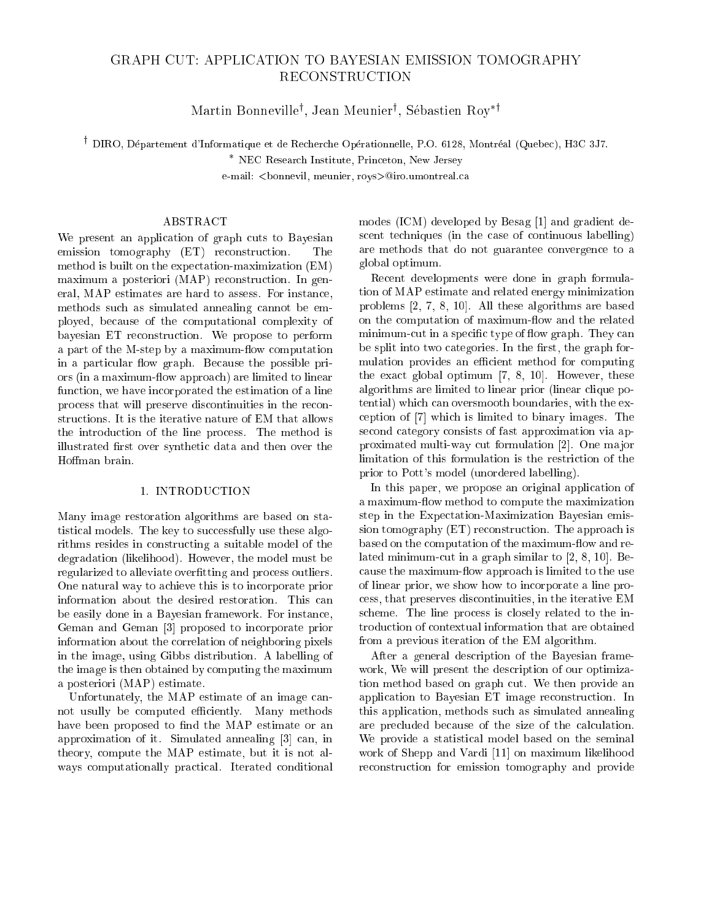# GRAPH CUT: APPLICATION TO BAYESIAN EMISSION TOMOGRAPHY RECONSTRUCTION

Martin Bonneville[†], Jean Meunier[†], Sébastien Roy[*†]

[†] DIRO, Département d'Informatique et de Recherche Opérationnelle, P.O. 6128, Montréal (Quebec), H3C 3J7.

[*] NEC Research Institute, Princeton, New Jersey

e-mail: <bonnevil, meunier, roys>@iro.umontreal.ca

## ABSTRACT

We present an application of graph cuts to Bayesian emission tomography (ET) reconstruction. The method is built on the expectation-maximization (EM) maximum a posteriori (MAP) reconstruction. In general, MAP estimates are hard to assess. For instance, methods such as simulated annealing cannot be employed, because of the computational complexity of bayesian ET reconstruction. We propose to perform a part of the M-step by a maximum-flow computation in a particular flow graph. Because the possible priors (in a maximum-flow approach) are limited to linear function, we have incorporated the estimation of a line process that will preserve discontinuities in the reconstructions. It is the iterative nature of EM that allows the introduction of the line process. The method is illustrated first over synthetic data and then over the Hoffman brain.

## 1. INTRODUCTION

Many image restoration algorithms are based on statistical models. The key to successfully use these algorithms resides in constructing a suitable model of the degradation (likelihood). However, the model must be regularized to alleviate overfitting and process outliers. One natural way to achieve this is to incorporate prior information about the desired restoration. This can be easily done in a Bayesian framework. For instance, Geman and Geman [3] proposed to incorporate prior information about the correlation of neighboring pixels in the image, using Gibbs distribution. A labelling of the image is then obtained by computing the maximum a posteriori (MAP) estimate.

Unfortunately, the MAP estimate of an image cannot usully be computed efficiently. Many methods have been proposed to find the MAP estimate or an approximation of it. Simulated annealing [3] can, in theory, compute the MAP estimate, but it is not always computationally practical. Iterated conditional modes (ICM) developed by Besag [1] and gradient descent techniques (in the case of continuous labelling) are methods that do not guarantee convergence to a global optimum.

Recent developments were done in graph formulation of MAP estimate and related energy minimization problems [2, 7, 8, 10]. All these algorithms are based on the computation of maximum-flow and the related minimum-cut in a specific type of flow graph. They can be split into two categories. In the first, the graph formulation provides an efficient method for computing the exact global optimum [7, 8, 10]. However, these algorithms are limited to linear prior (linear clique potential) which can oversmooth boundaries, with the exception of [7] which is limited to binary images. The second category consists of fast approximation via approximated multi-way cut formulation [2]. One major limitation of this formulation is the restriction of the prior to Pott's model (unordered labelling).

In this paper, we propose an original application of a maximum-flow method to compute the maximization step in the Expectation-Maximization Bayesian emission tomography (ET) reconstruction. The approach is based on the computation of the maximum-flow and related minimum-cut in a graph similar to [2, 8, 10]. Because the maximum-flow approach is limited to the use of linear prior, we show how to incorporate a line process, that preserves discontinuities, in the iterative EM scheme. The line process is closely related to the introduction of contextual information that are obtained from a previous iteration of the EM algorithm.

After a general description of the Bayesian framework, We will present the description of our optimization method based on graph cut. We then provide an application to Bayesian ET image reconstruction. In this application, methods such as simulated annealing are precluded because of the size of the calculation. We provide a statistical model based on the seminal work of Shepp and Vardi [11] on maximum likelihood reconstruction for emission tomography and provide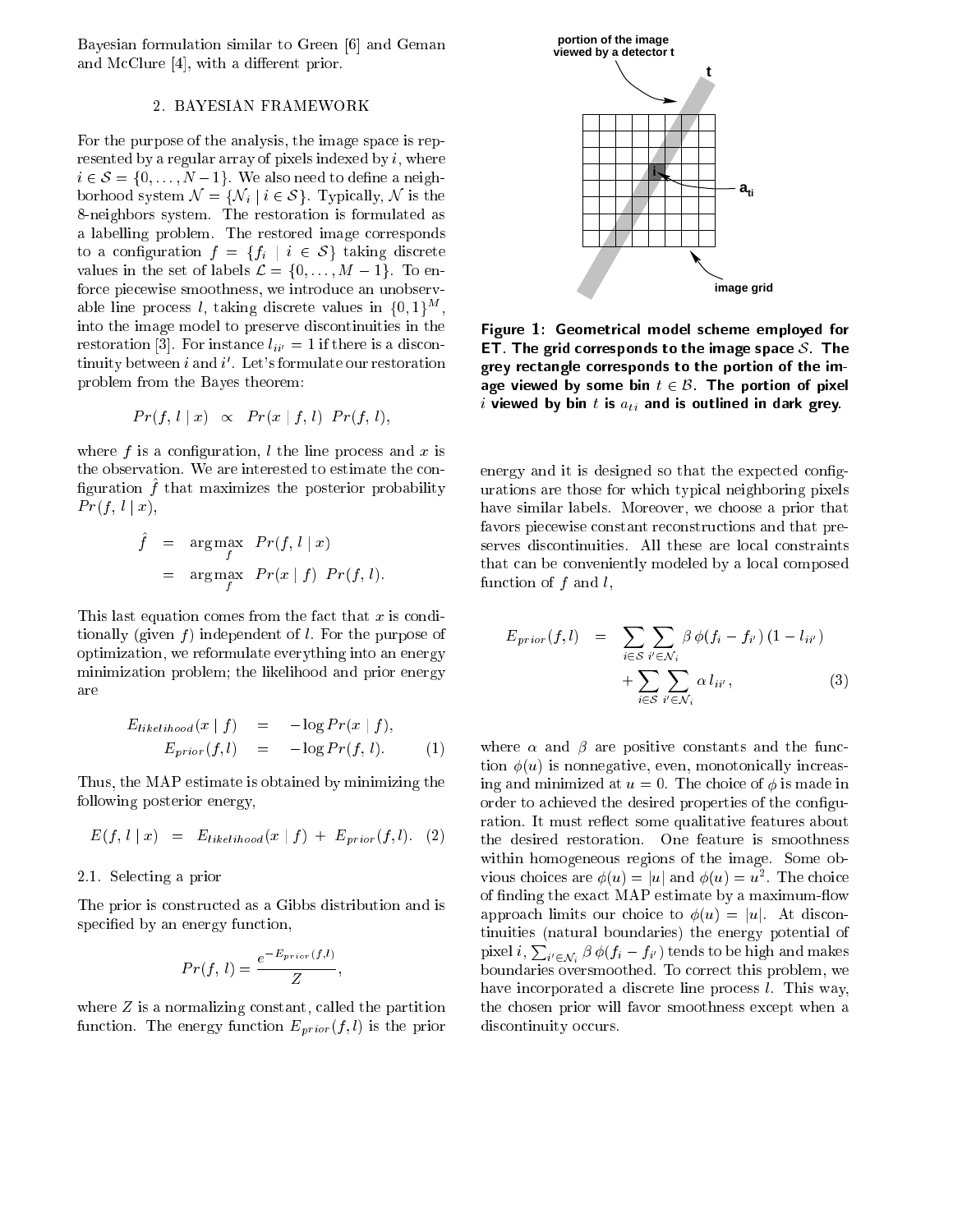Bayesian formulation similar to Green [6] and Geman and McClure [4], with a different prior.

## 2. BAYESIAN FRAMEWORK

For the purpose of the analysis, the image space is represented by a regular array of pixels indexed by $i$, where $i \in \mathcal{S} = \{0, \ldots, N-1\}$. We also need to define a neighborhood system $\mathcal{N} = \{\mathcal{N}_i \mid i \in \mathcal{S}\}$. Typically, $\mathcal{N}$ is the 8-neighbors system. The restoration is formulated as a labelling problem. The restored image corresponds to a configuration $f = \{f_i \mid i \in \mathcal{S}\}$ taking discrete values in the set of labels $\mathcal{L} = \{0, \ldots, M-1\}$. To enforce piecewise smoothness, we introduce an unobservable line process $l$, taking discrete values in $\{0,1\}^M$, into the image model to preserve discontinuities in the restoration [3]. For instance $l_{ii'} = 1$ if there is a discontinuity between $i$ and $i'$. Let's formulate our restoration problem from the Bayes theorem:

$$Pr(f, l \mid x) \;\; \propto \;\; Pr(x \mid f, l) \;\; Pr(f, l),$$

where $f$ is a configuration, $l$ the line process and $x$ is the observation. We are interested to estimate the configuration $\hat{f}$ that maximizes the posterior probability $Pr(f, l \mid x)$,

$$\begin{aligned}\hat{f} &= \arg\max_f \;\; Pr(f, l \mid x) \\ &= \arg\max_f \;\; Pr(x \mid f) \;\; Pr(f, l).\end{aligned}$$

This last equation comes from the fact that $x$ is conditionally (given $f$) independent of $l$. For the purpose of optimization, we reformulate everything into an energy minimization problem; the likelihood and prior energy are

$$\begin{aligned}E_{likelihood}(x \mid f) &= -\log Pr(x \mid f), \\ E_{prior}(f, l) &= -\log Pr(f, l). \qquad (1)\end{aligned}$$

Thus, the MAP estimate is obtained by minimizing the following posterior energy,

$$E(f, l \mid x) \;\; = \;\; E_{likelihood}(x \mid f) \; + \; E_{prior}(f, l). \quad (2)$$

### 2.1. Selecting a prior

The prior is constructed as a Gibbs distribution and is specified by an energy function,

$$Pr(f, l) = \frac{e^{-E_{prior}(f,l)}}{Z},$$

where $Z$ is a normalizing constant, called the partition function. The energy function $E_{prior}(f, l)$ is the prior

portion of the image viewed by a detector t

t

i

$a_{ti}$

image grid

**Figure 1: Geometrical model scheme employed for ET. The grid corresponds to the image space $\mathcal{S}$. The grey rectangle corresponds to the portion of the image viewed by some bin $t \in \mathcal{B}$. The portion of pixel $i$ viewed by bin $t$ is $a_{ti}$ and is outlined in dark grey.**

energy and it is designed so that the expected configurations are those for which typical neighboring pixels have similar labels. Moreover, we choose a prior that favors piecewise constant reconstructions and that preserves discontinuities. All these are local constraints that can be conveniently modeled by a local composed function of $f$ and $l$,

$$\begin{aligned}E_{prior}(f, l) &= \sum_{i \in \mathcal{S}} \sum_{i' \in \mathcal{N}_i} \beta \, \phi(f_i - f_{i'}) \, (1 - l_{ii'}) \\ &\quad + \sum_{i \in \mathcal{S}} \sum_{i' \in \mathcal{N}_i} \alpha \, l_{ii'}, \qquad (3)\end{aligned}$$

where $\alpha$ and $\beta$ are positive constants and the function $\phi(u)$ is nonnegative, even, monotonically increasing and minimized at $u = 0$. The choice of $\phi$ is made in order to achieved the desired properties of the configuration. It must reflect some qualitative features about the desired restoration. One feature is smoothness within homogeneous regions of the image. Some obvious choices are $\phi(u) = |u|$ and $\phi(u) = u^2$. The choice of finding the exact MAP estimate by a maximum-flow approach limits our choice to $\phi(u) = |u|$. At discontinuities (natural boundaries) the energy potential of pixel $i$, $\sum_{i' \in \mathcal{N}_i} \beta \, \phi(f_i - f_{i'})$ tends to be high and makes boundaries oversmoothed. To correct this problem, we have incorporated a discrete line process $l$. This way, the chosen prior will favor smoothness except when a discontinuity occurs.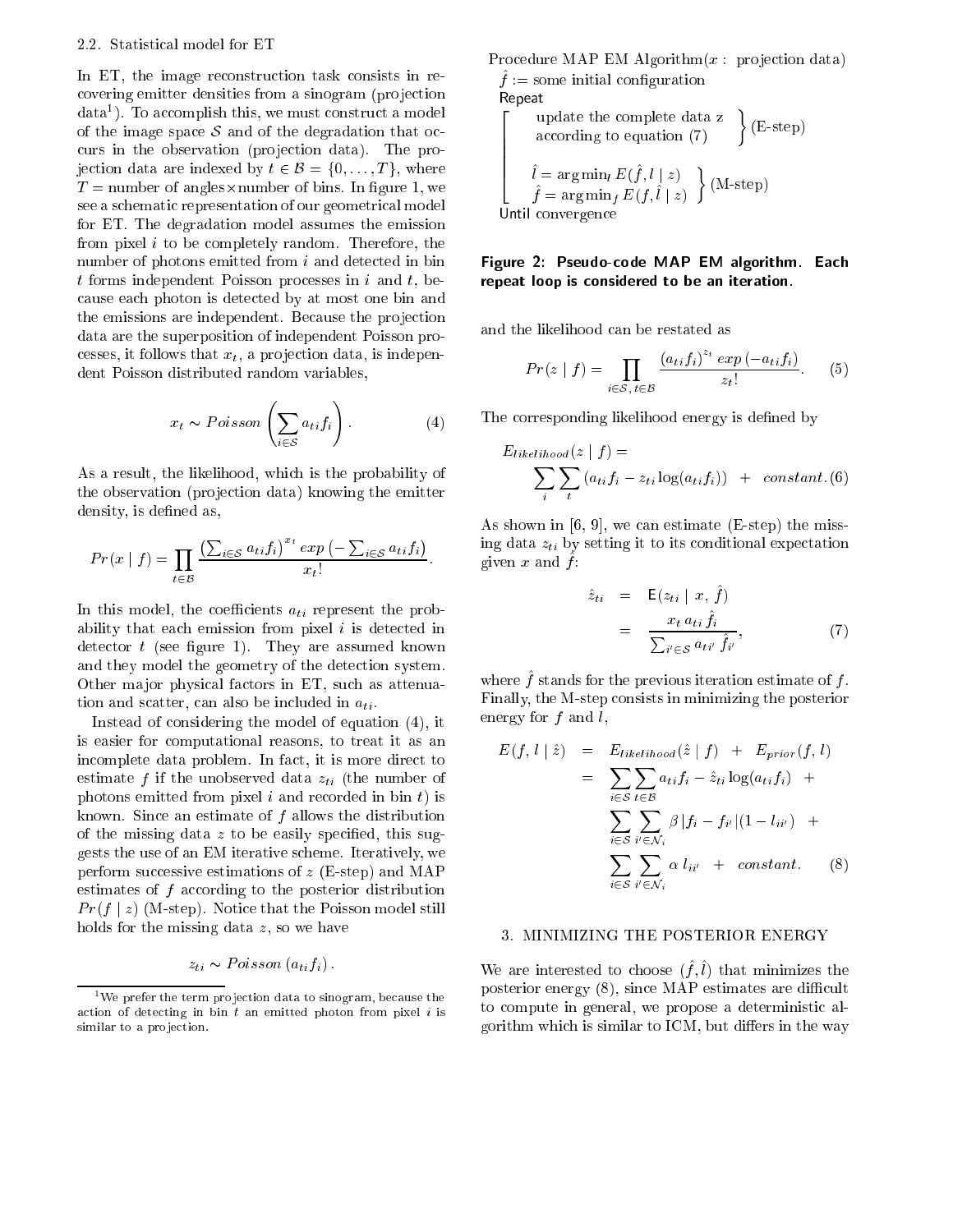### 2.2. Statistical model for ET

In ET, the image reconstruction task consists in recovering emitter densities from a sinogram (projection data[1]). To accomplish this, we must construct a model of the image space $\mathcal{S}$ and of the degradation that occurs in the observation (projection data). The projection data are indexed by $t \in \mathcal{B} = \{0, \ldots, T\}$, where $T$ = number of angles$\times$number of bins. In figure 1, we see a schematic representation of our geometrical model for ET. The degradation model assumes the emission from pixel $i$ to be completely random. Therefore, the number of photons emitted from $i$ and detected in bin $t$ forms independent Poisson processes in $i$ and $t$, because each photon is detected by at most one bin and the emissions are independent. Because the projection data are the superposition of independent Poisson processes, it follows that $x_t$, a projection data, is independent Poisson distributed random variables,

$$x_t \sim Poisson\left(\sum_{i \in \mathcal{S}} a_{ti} f_i\right). \tag{4}$$

As a result, the likelihood, which is the probability of the observation (projection data) knowing the emitter density, is defined as,

$$Pr(x \mid f) = \prod_{t \in \mathcal{B}} \frac{\left(\sum_{i \in \mathcal{S}} a_{ti} f_i\right)^{x_t} exp\left(-\sum_{i \in \mathcal{S}} a_{ti} f_i\right)}{x_t!}.$$

In this model, the coefficients $a_{ti}$ represent the probability that each emission from pixel $i$ is detected in detector $t$ (see figure 1). They are assumed known and they model the geometry of the detection system. Other major physical factors in ET, such as attenuation and scatter, can also be included in $a_{ti}$.

Instead of considering the model of equation (4), it is easier for computational reasons, to treat it as an incomplete data problem. In fact, it is more direct to estimate $f$ if the unobserved data $z_{ti}$ (the number of photons emitted from pixel $i$ and recorded in bin $t$) is known. Since an estimate of $f$ allows the distribution of the missing data $z$ to be easily specified, this suggests the use of an EM iterative scheme. Iteratively, we perform successive estimations of $z$ (E-step) and MAP estimates of $f$ according to the posterior distribution $Pr(f \mid z)$ (M-step). Notice that the Poisson model still holds for the missing data $z$, so we have

$$z_{ti} \sim Poisson\left(a_{ti} f_i\right).$$

[1] We prefer the term projection data to sinogram, because the action of detecting in bin $t$ an emitted photon from pixel $i$ is similar to a projection.

```
Procedure MAP EM Algorithm(x : projection data)
  f̂ := some initial configuration
  Repeat
  [  update the complete data z          } (E-step)
  [  according to equation (7)
  [
  [  l̂ = argmin_l E(f̂, l | z)            } (M-step)
  [  f̂ = argmin_f E(f, l̂ | z)
  Until convergence
```

**Figure 2: Pseudo-code MAP EM algorithm. Each repeat loop is considered to be an iteration.**

and the likelihood can be restated as

$$Pr(z \mid f) = \prod_{i \in \mathcal{S},\, t \in \mathcal{B}} \frac{\left(a_{ti} f_i\right)^{z_t} exp\left(-a_{ti} f_i\right)}{z_t!}. \tag{5}$$

The corresponding likelihood energy is defined by

$$E_{likelihood}(z \mid f) = \sum_i \sum_t \left(a_{ti} f_i - z_{ti} \log(a_{ti} f_i)\right) \;+\; constant. \tag{6}$$

As shown in [6, 9], we can estimate (E-step) the missing data $z_{ti}$ by setting it to its conditional expectation given $x$ and $\hat{f}$:

$$\begin{aligned} \hat{z}_{ti} &= \mathsf{E}(z_{ti} \mid x, \hat{f}) \\ &= \frac{x_t\, a_{ti}\, \hat{f}_i}{\sum_{i' \in \mathcal{S}} a_{ti'}\, \hat{f}_{i'}}, \end{aligned} \tag{7}$$

where $\hat{f}$ stands for the previous iteration estimate of $f$. Finally, the M-step consists in minimizing the posterior energy for $f$ and $l$,

$$\begin{aligned} E(f, l \mid \hat{z}) &= E_{likelihood}(\hat{z} \mid f) \;+\; E_{prior}(f, l) \\ &= \sum_{i \in \mathcal{S}} \sum_{t \in \mathcal{B}} a_{ti} f_i - \hat{z}_{ti} \log(a_{ti} f_i) \;+ \\ &\quad \sum_{i \in \mathcal{S}} \sum_{i' \in \mathcal{N}_i} \beta \left|f_i - f_{i'}\right| (1 - l_{ii'}) \;+ \\ &\quad \sum_{i \in \mathcal{S}} \sum_{i' \in \mathcal{N}_i} \alpha\, l_{ii'} \;+\; constant. \end{aligned} \tag{8}$$

## 3. MINIMIZING THE POSTERIOR ENERGY

We are interested to choose $(\hat{f}, \hat{l})$ that minimizes the posterior energy (8), since MAP estimates are difficult to compute in general, we propose a deterministic algorithm which is similar to ICM, but differs in the way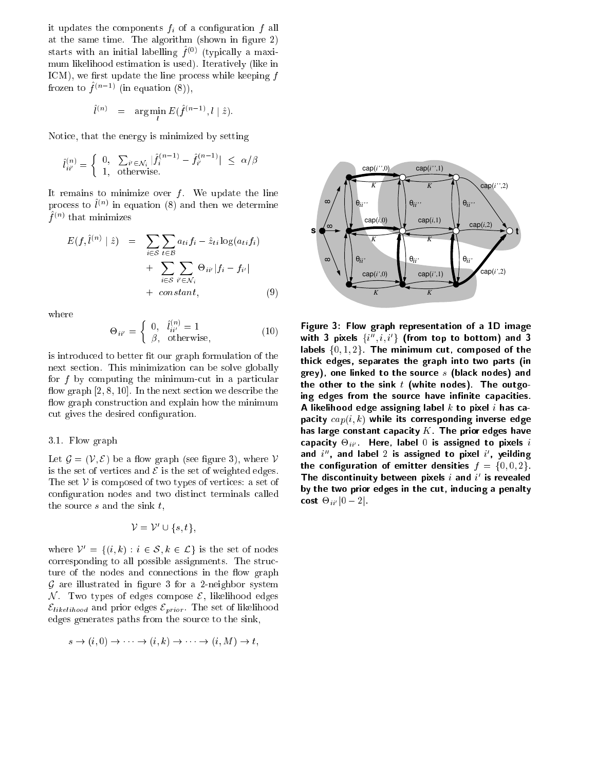it updates the components $f_i$ of a configuration $f$ all at the same time. The algorithm (shown in figure 2) starts with an initial labelling $\hat{f}^{(0)}$ (typically a maximum likelihood estimation is used). Iteratively (like in ICM), we first update the line process while keeping $f$ frozen to $\hat{f}^{(n-1)}$ (in equation (8)),

$$\hat{l}^{(n)} \quad = \quad \arg\min_{l} E(\hat{f}^{(n-1)}, l \mid \hat{z}).$$

Notice, that the energy is minimized by setting

$$\hat{l}_{ii'}^{(n)} = \begin{cases} 0, & \sum_{i' \in \mathcal{N}_i} |\hat{f}_i^{(n-1)} - \hat{f}_{i'}^{(n-1)}| \ \leq \ \alpha/\beta \\ 1, & \text{otherwise.} \end{cases}$$

It remains to minimize over $f$. We update the line process to $\hat{l}^{(n)}$ in equation (8) and then we determine $\hat{f}^{(n)}$ that minimizes

$$\begin{aligned} E(f, \hat{l}^{(n)} \mid \hat{z}) \quad &= \quad \sum_{i \in \mathcal{S}} \sum_{t \in \mathcal{B}} a_{ti} f_i - \hat{z}_{ti} \log(a_{ti} f_i) \\ &\quad + \sum_{i \in \mathcal{S}} \sum_{i' \in \mathcal{N}_i} \Theta_{ii'} |f_i - f_{i'}| \\ &\quad + \ constant, \end{aligned} \tag{9}$$

where

$$\Theta_{ii'} = \begin{cases} 0, & \hat{l}_{ii'}^{(n)} = 1 \\ \beta, & \text{otherwise,} \end{cases} \tag{10}$$

is introduced to better fit our graph formulation of the next section. This minimization can be solve globally for $f$ by computing the minimum-cut in a particular flow graph [2, 8, 10]. In the next section we describe the flow graph construction and explain how the minimum cut gives the desired configuration.

### 3.1. Flow graph

Let $\mathcal{G} = (\mathcal{V}, \mathcal{E})$ be a flow graph (see figure 3), where $\mathcal{V}$ is the set of vertices and $\mathcal{E}$ is the set of weighted edges. The set $\mathcal{V}$ is composed of two types of vertices: a set of configuration nodes and two distinct terminals called the source $s$ and the sink $t$,

$$\mathcal{V} = \mathcal{V}' \cup \{s, t\},$$

where $\mathcal{V}' = \{(i,k) : i \in \mathcal{S}, k \in \mathcal{L}\}$ is the set of nodes corresponding to all possible assignments. The structure of the nodes and connections in the flow graph $\mathcal{G}$ are illustrated in figure 3 for a 2-neighbor system $\mathcal{N}$. Two types of edges compose $\mathcal{E}$, likelihood edges $\mathcal{E}_{likelihood}$ and prior edges $\mathcal{E}_{prior}$. The set of likelihood edges generates paths from the source to the sink,

$$s \to (i,0) \to \cdots \to (i,k) \to \cdots \to (i,M) \to t,$$

cap($i''$,0) cap($i''$,1) cap($i''$,2)
cap($i$,0) cap($i$,1) cap($i$,2)
cap($i'$,0) cap($i'$,1) cap($i'$,2)
K K
$\theta_{ii''}$ $\theta_{ii''}$ $\theta_{ii''}$
$\theta_{ii'}$ $\theta_{ii'}$ $\theta_{ii'}$
∞ ∞ ∞
s t

**Figure 3: Flow graph representation of a 1D image with 3 pixels $\{i'', i, i'\}$ (from top to bottom) and 3 labels $\{0, 1, 2\}$. The minimum cut, composed of the thick edges, separates the graph into two parts (in grey), one linked to the source $s$ (black nodes) and the other to the sink $t$ (white nodes). The outgoing edges from the source have infinite capacities. A likelihood edge assigning label $k$ to pixel $i$ has capacity $cap(i,k)$ while its corresponding inverse edge has large constant capacity $K$. The prior edges have capacity $\Theta_{ii'}$. Here, label 0 is assigned to pixels $i$ and $i''$, and label 2 is assigned to pixel $i'$, yeilding the configuration of emitter densities $f = \{0, 0, 2\}$. The discontinuity between pixels $i$ and $i'$ is revealed by the two prior edges in the cut, inducing a penalty cost $\Theta_{ii'}|0 - 2|$.**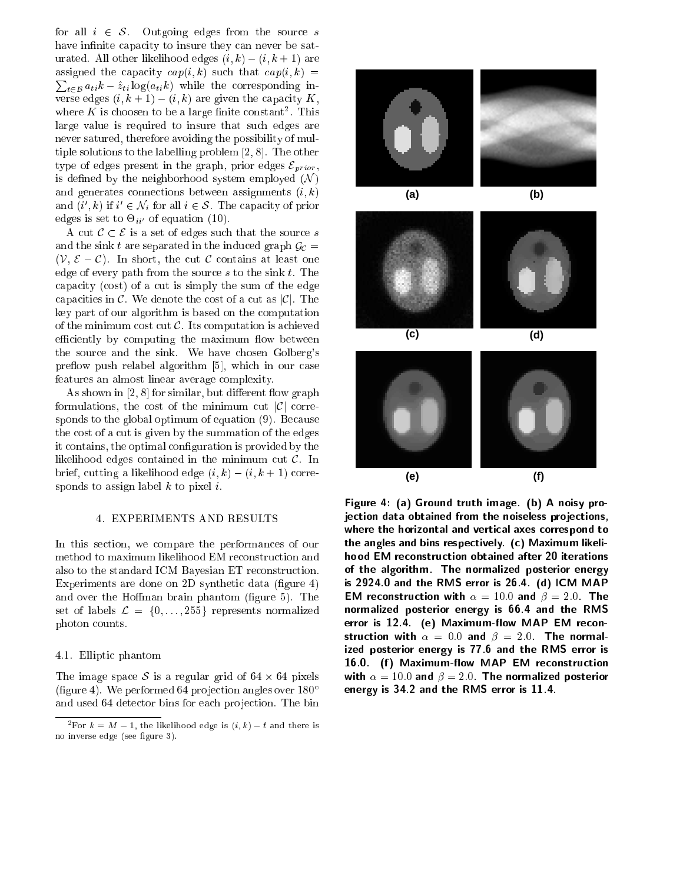for all $i \in \mathcal{S}$. Outgoing edges from the source $s$ have infinite capacity to insure they can never be saturated. All other likelihood edges $(i,k)-(i,k+1)$ are assigned the capacity $cap(i,k)$ such that $cap(i,k) = \sum_{t \in \mathcal{B}} a_{ti}k - \hat{z}_{ti}\log(a_{ti}k)$ while the corresponding inverse edges $(i,k+1)-(i,k)$ are given the capacity $K$, where $K$ is choosen to be a large finite constant[2]. This large value is required to insure that such edges are never satured, therefore avoiding the possibility of multiple solutions to the labelling problem [2, 8]. The other type of edges present in the graph, prior edges $\mathcal{E}_{prior}$, is defined by the neighborhood system employed ($\mathcal{N}$) and generates connections between assignments $(i,k)$ and $(i',k)$ if $i' \in \mathcal{N}_i$ for all $i \in \mathcal{S}$. The capacity of prior edges is set to $\Theta_{ii'}$ of equation (10).

A cut $\mathcal{C} \subset \mathcal{E}$ is a set of edges such that the source $s$ and the sink $t$ are separated in the induced graph $\mathcal{G}_{\mathcal{C}} = (\mathcal{V}, \mathcal{E} - \mathcal{C})$. In short, the cut $\mathcal{C}$ contains at least one edge of every path from the source $s$ to the sink $t$. The capacity (cost) of a cut is simply the sum of the edge capacities in $\mathcal{C}$. We denote the cost of a cut as $|\mathcal{C}|$. The key part of our algorithm is based on the computation of the minimum cost cut $\mathcal{C}$. Its computation is achieved efficiently by computing the maximum flow between the source and the sink. We have chosen Golberg's preflow push relabel algorithm [5], which in our case features an almost linear average complexity.

As shown in [2, 8] for similar, but different flow graph formulations, the cost of the minimum cut $|\mathcal{C}|$ corresponds to the global optimum of equation (9). Because the cost of a cut is given by the summation of the edges it contains, the optimal configuration is provided by the likelihood edges contained in the minimum cut $\mathcal{C}$. In brief, cutting a likelihood edge $(i,k)-(i,k+1)$ corresponds to assign label $k$ to pixel $i$.

## 4. EXPERIMENTS AND RESULTS

In this section, we compare the performances of our method to maximum likelihood EM reconstruction and also to the standard ICM Bayesian ET reconstruction. Experiments are done on 2D synthetic data (figure 4) and over the Hoffman brain phantom (figure 5). The set of labels $\mathcal{L} = \{0, \ldots, 255\}$ represents normalized photon counts.

### 4.1. Elliptic phantom

The image space $\mathcal{S}$ is a regular grid of $64 \times 64$ pixels (figure 4). We performed 64 projection angles over $180°$ and used 64 detector bins for each projection. The bin

**Figure 4: (a) Ground truth image. (b) A noisy projection data obtained from the noiseless projections, where the horizontal and vertical axes correspond to the angles and bins respectively. (c) Maximum likelihood EM reconstruction obtained after 20 iterations of the algorithm. The normalized posterior energy is 2924.0 and the RMS error is 26.4. (d) ICM MAP EM reconstruction with $\alpha = 10.0$ and $\beta = 2.0$. The normalized posterior energy is 66.4 and the RMS error is 12.4. (e) Maximum-flow MAP EM reconstruction with $\alpha = 0.0$ and $\beta = 2.0$. The normalized posterior energy is 77.6 and the RMS error is 16.0. (f) Maximum-flow MAP EM reconstruction with $\alpha = 10.0$ and $\beta = 2.0$. The normalized posterior energy is 34.2 and the RMS error is 11.4.**

[2] For $k = M-1$, the likelihood edge is $(i,k)-t$ and there is no inverse edge (see figure 3).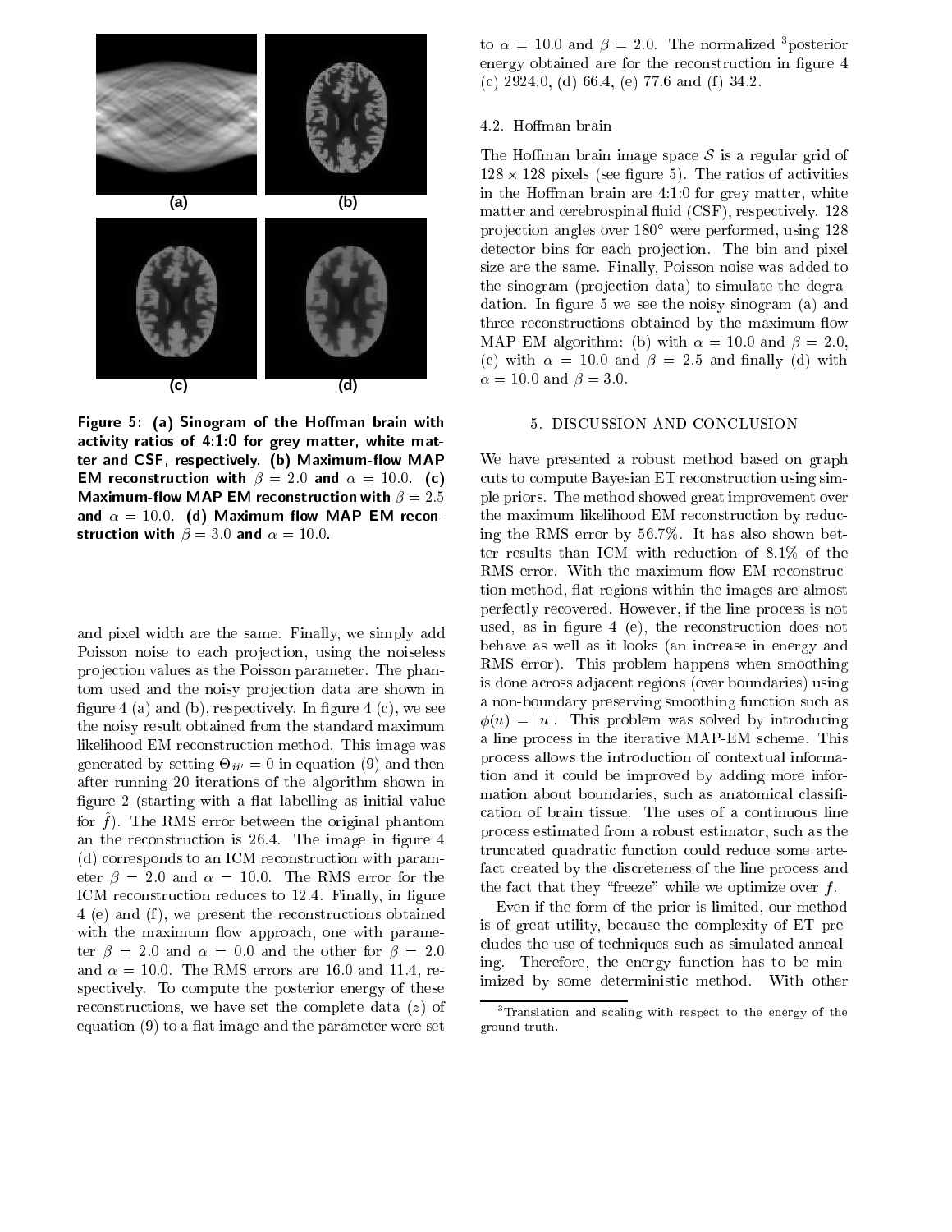(a) (b) (c) (d)

**Figure 5: (a) Sinogram of the Hoffman brain with activity ratios of 4:1:0 for grey matter, white matter and CSF, respectively. (b) Maximum-flow MAP EM reconstruction with $\beta = 2.0$ and $\alpha = 10.0$. (c) Maximum-flow MAP EM reconstruction with $\beta = 2.5$ and $\alpha = 10.0$. (d) Maximum-flow MAP EM reconstruction with $\beta = 3.0$ and $\alpha = 10.0$.**

and pixel width are the same. Finally, we simply add Poisson noise to each projection, using the noiseless projection values as the Poisson parameter. The phantom used and the noisy projection data are shown in figure 4 (a) and (b), respectively. In figure 4 (c), we see the noisy result obtained from the standard maximum likelihood EM reconstruction method. This image was generated by setting $\Theta_{ii'} = 0$ in equation (9) and then after running 20 iterations of the algorithm shown in figure 2 (starting with a flat labelling as initial value for $\hat{f}$). The RMS error between the original phantom an the reconstruction is 26.4. The image in figure 4 (d) corresponds to an ICM reconstruction with parameter $\beta = 2.0$ and $\alpha = 10.0$. The RMS error for the ICM reconstruction reduces to 12.4. Finally, in figure 4 (e) and (f), we present the reconstructions obtained with the maximum flow approach, one with parameter $\beta = 2.0$ and $\alpha = 0.0$ and the other for $\beta = 2.0$ and $\alpha = 10.0$. The RMS errors are 16.0 and 11.4, respectively. To compute the posterior energy of these reconstructions, we have set the complete data ($z$) of equation (9) to a flat image and the parameter were set to $\alpha = 10.0$ and $\beta = 2.0$. The normalized [3]posterior energy obtained are for the reconstruction in figure 4 (c) 2924.0, (d) 66.4, (e) 77.6 and (f) 34.2.

### 4.2. Hoffman brain

The Hoffman brain image space $\mathcal{S}$ is a regular grid of $128 \times 128$ pixels (see figure 5). The ratios of activities in the Hoffman brain are 4:1:0 for grey matter, white matter and cerebrospinal fluid (CSF), respectively. 128 projection angles over $180^\circ$ were performed, using 128 detector bins for each projection. The bin and pixel size are the same. Finally, Poisson noise was added to the sinogram (projection data) to simulate the degradation. In figure 5 we see the noisy sinogram (a) and three reconstructions obtained by the maximum-flow MAP EM algorithm: (b) with $\alpha = 10.0$ and $\beta = 2.0$, (c) with $\alpha = 10.0$ and $\beta = 2.5$ and finally (d) with $\alpha = 10.0$ and $\beta = 3.0$.

## 5. DISCUSSION AND CONCLUSION

We have presented a robust method based on graph cuts to compute Bayesian ET reconstruction using simple priors. The method showed great improvement over the maximum likelihood EM reconstruction by reducing the RMS error by 56.7%. It has also shown better results than ICM with reduction of 8.1% of the RMS error. With the maximum flow EM reconstruction method, flat regions within the images are almost perfectly recovered. However, if the line process is not used, as in figure 4 (e), the reconstruction does not behave as well as it looks (an increase in energy and RMS error). This problem happens when smoothing is done across adjacent regions (over boundaries) using a non-boundary preserving smoothing function such as $\phi(u) = |u|$. This problem was solved by introducing a line process in the iterative MAP-EM scheme. This process allows the introduction of contextual information and it could be improved by adding more information about boundaries, such as anatomical classification of brain tissue. The uses of a continuous line process estimated from a robust estimator, such as the truncated quadratic function could reduce some artefact created by the discreteness of the line process and the fact that they "freeze" while we optimize over $f$.

Even if the form of the prior is limited, our method is of great utility, because the complexity of ET precludes the use of techniques such as simulated annealing. Therefore, the energy function has to be minimized by some deterministic method. With other

[3]Translation and scaling with respect to the energy of the ground truth.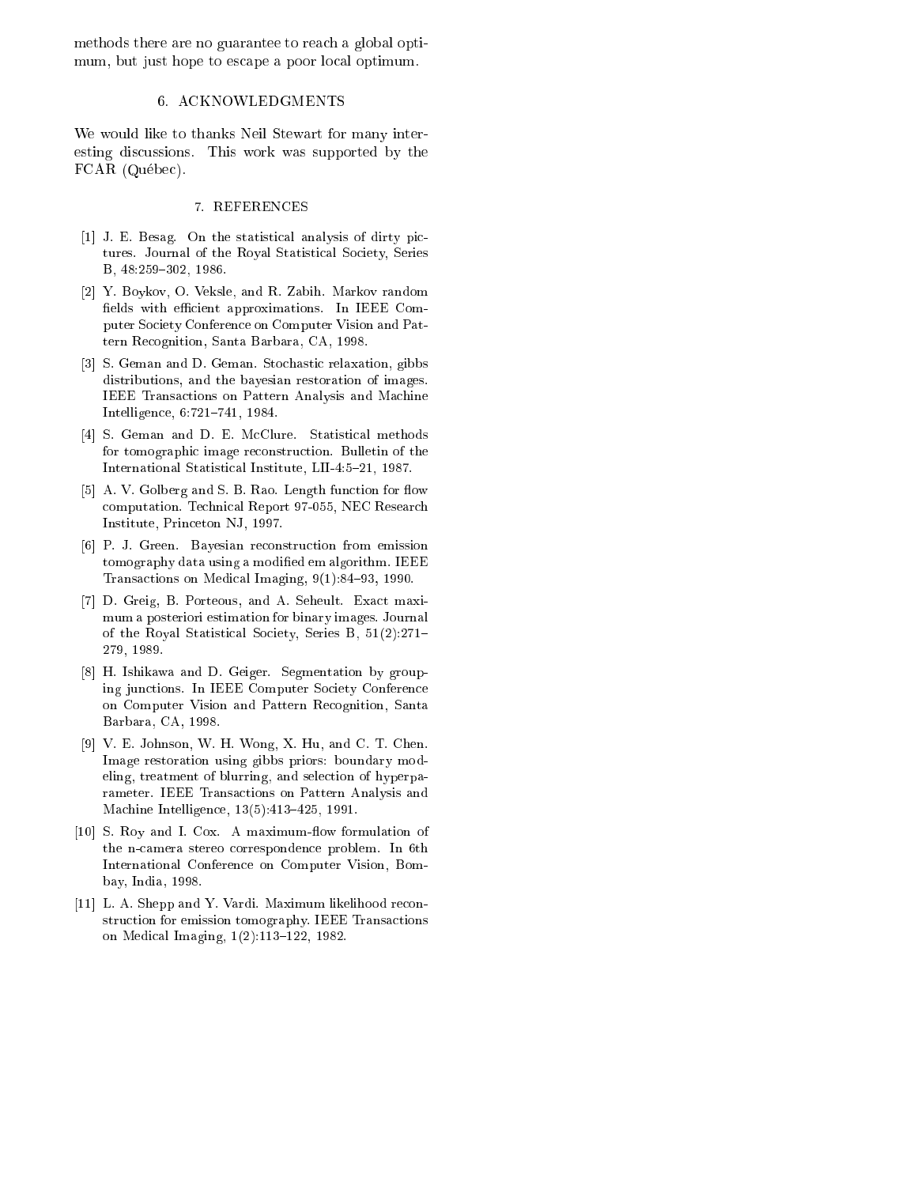methods there are no guarantee to reach a global optimum, but just hope to escape a poor local optimum.

## 6. ACKNOWLEDGMENTS

We would like to thanks Neil Stewart for many interesting discussions. This work was supported by the FCAR (Québec).

## 7. REFERENCES

[1] J. E. Besag. On the statistical analysis of dirty pictures. Journal of the Royal Statistical Society, Series B, 48:259–302, 1986.

[2] Y. Boykov, O. Veksle, and R. Zabih. Markov random fields with efficient approximations. In IEEE Computer Society Conference on Computer Vision and Pattern Recognition, Santa Barbara, CA, 1998.

[3] S. Geman and D. Geman. Stochastic relaxation, gibbs distributions, and the bayesian restoration of images. IEEE Transactions on Pattern Analysis and Machine Intelligence, 6:721–741, 1984.

[4] S. Geman and D. E. McClure. Statistical methods for tomographic image reconstruction. Bulletin of the International Statistical Institute, LII-4:5–21, 1987.

[5] A. V. Golberg and S. B. Rao. Length function for flow computation. Technical Report 97-055, NEC Research Institute, Princeton NJ, 1997.

[6] P. J. Green. Bayesian reconstruction from emission tomography data using a modified em algorithm. IEEE Transactions on Medical Imaging, 9(1):84–93, 1990.

[7] D. Greig, B. Porteous, and A. Seheult. Exact maximum a posteriori estimation for binary images. Journal of the Royal Statistical Society, Series B, 51(2):271–279, 1989.

[8] H. Ishikawa and D. Geiger. Segmentation by grouping junctions. In IEEE Computer Society Conference on Computer Vision and Pattern Recognition, Santa Barbara, CA, 1998.

[9] V. E. Johnson, W. H. Wong, X. Hu, and C. T. Chen. Image restoration using gibbs priors: boundary modeling, treatment of blurring, and selection of hyperparameter. IEEE Transactions on Pattern Analysis and Machine Intelligence, 13(5):413–425, 1991.

[10] S. Roy and I. Cox. A maximum-flow formulation of the n-camera stereo correspondence problem. In 6th International Conference on Computer Vision, Bombay, India, 1998.

[11] L. A. Shepp and Y. Vardi. Maximum likelihood reconstruction for emission tomography. IEEE Transactions on Medical Imaging, 1(2):113–122, 1982.